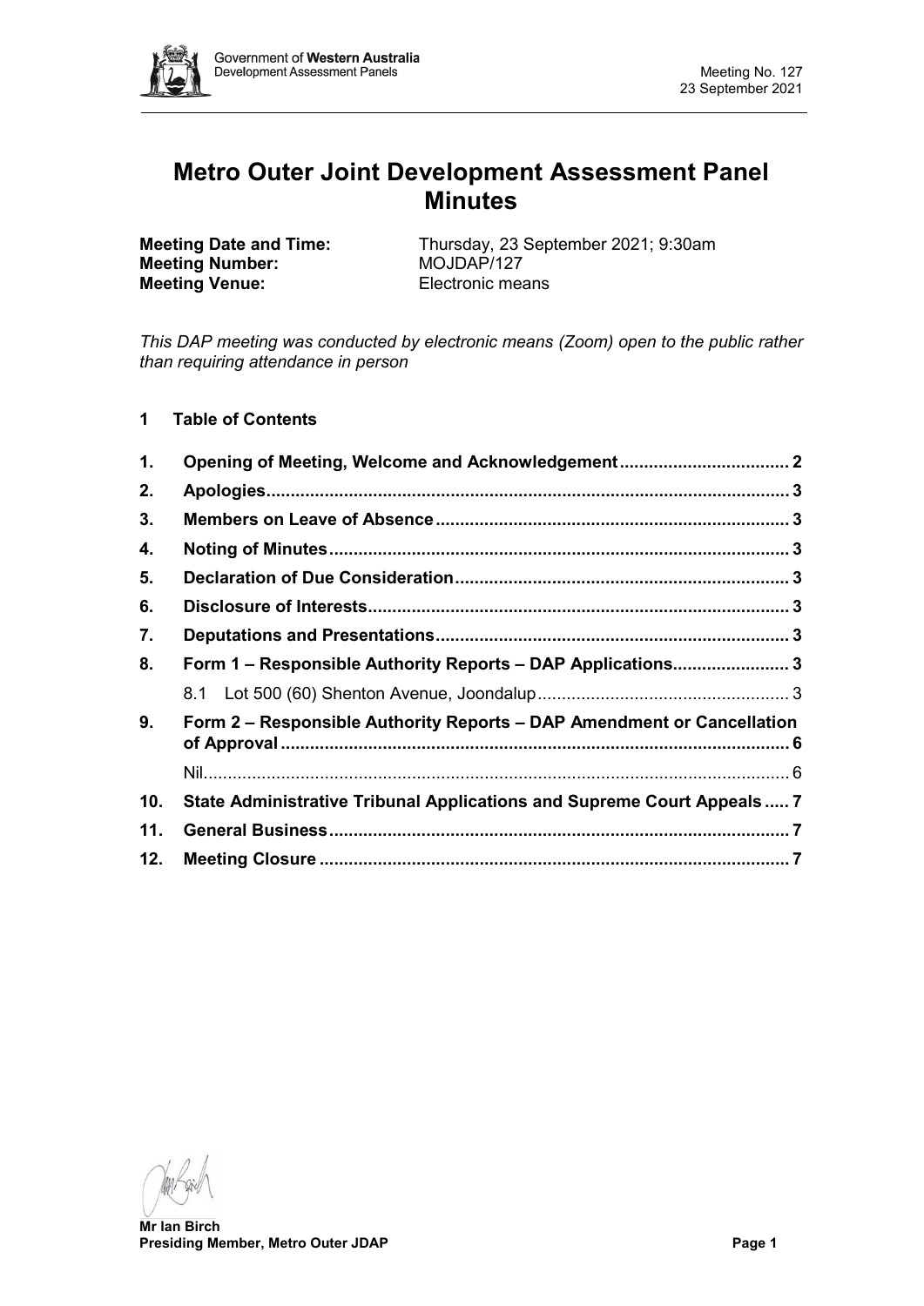# Metro Outer Joint Development Assessment Panel Minutes

**Meeting Date and Time:** Thursday, 23 September 2021; 9:30am
**Meeting Number:** MOJDAP/127
**Meeting Venue:** Electronic means

*This DAP meeting was conducted by electronic means (Zoom) open to the public rather than requiring attendance in person*

## 1 Table of Contents

| | | |
|---|---|---|
| 1. | Opening of Meeting, Welcome and Acknowledgement | 2 |
| 2. | Apologies | 3 |
| 3. | Members on Leave of Absence | 3 |
| 4. | Noting of Minutes | 3 |
| 5. | Declaration of Due Consideration | 3 |
| 6. | Disclosure of Interests | 3 |
| 7. | Deputations and Presentations | 3 |
| 8. | Form 1 – Responsible Authority Reports – DAP Applications | 3 |
| | 8.1 Lot 500 (60) Shenton Avenue, Joondalup | 3 |
| 9. | Form 2 – Responsible Authority Reports – DAP Amendment or Cancellation of Approval | 6 |
| | Nil | 6 |
| 10. | State Administrative Tribunal Applications and Supreme Court Appeals | 7 |
| 11. | General Business | 7 |
| 12. | Meeting Closure | 7 |

**Mr Ian Birch**
**Presiding Member, Metro Outer JDAP**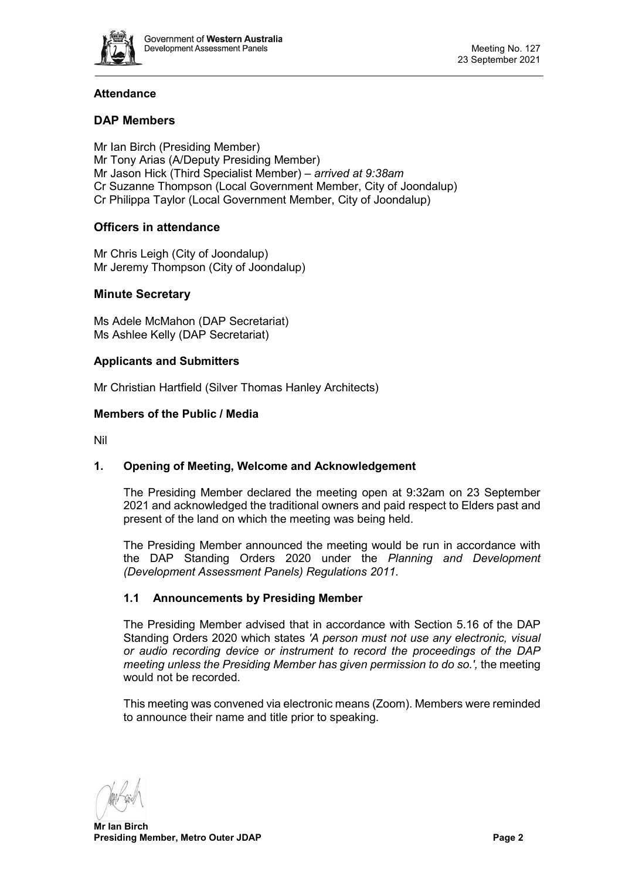## Attendance

### DAP Members

Mr Ian Birch (Presiding Member)
Mr Tony Arias (A/Deputy Presiding Member)
Mr Jason Hick (Third Specialist Member) – *arrived at 9:38am*
Cr Suzanne Thompson (Local Government Member, City of Joondalup)
Cr Philippa Taylor (Local Government Member, City of Joondalup)

### Officers in attendance

Mr Chris Leigh (City of Joondalup)
Mr Jeremy Thompson (City of Joondalup)

### Minute Secretary

Ms Adele McMahon (DAP Secretariat)
Ms Ashlee Kelly (DAP Secretariat)

### Applicants and Submitters

Mr Christian Hartfield (Silver Thomas Hanley Architects)

### Members of the Public / Media

Nil

## 1. Opening of Meeting, Welcome and Acknowledgement

The Presiding Member declared the meeting open at 9:32am on 23 September 2021 and acknowledged the traditional owners and paid respect to Elders past and present of the land on which the meeting was being held.

The Presiding Member announced the meeting would be run in accordance with the DAP Standing Orders 2020 under the *Planning and Development (Development Assessment Panels) Regulations 2011*.

### 1.1 Announcements by Presiding Member

The Presiding Member advised that in accordance with Section 5.16 of the DAP Standing Orders 2020 which states *'A person must not use any electronic, visual or audio recording device or instrument to record the proceedings of the DAP meeting unless the Presiding Member has given permission to do so.',* the meeting would not be recorded.

This meeting was convened via electronic means (Zoom). Members were reminded to announce their name and title prior to speaking.

**Mr Ian Birch**
**Presiding Member, Metro Outer JDAP**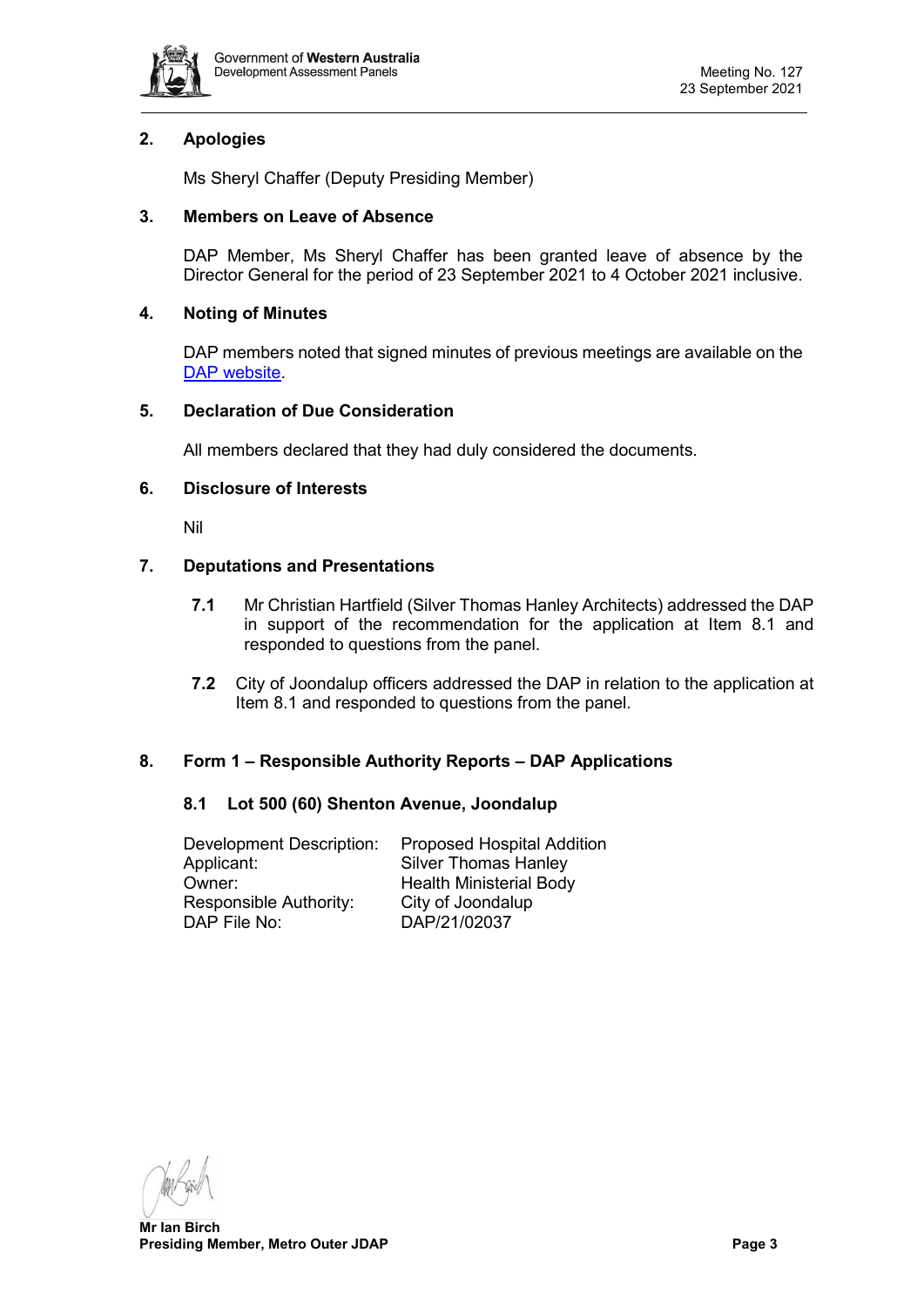## 2. Apologies

Ms Sheryl Chaffer (Deputy Presiding Member)

## 3. Members on Leave of Absence

DAP Member, Ms Sheryl Chaffer has been granted leave of absence by the Director General for the period of 23 September 2021 to 4 October 2021 inclusive.

## 4. Noting of Minutes

DAP members noted that signed minutes of previous meetings are available on the [DAP website](#).

## 5. Declaration of Due Consideration

All members declared that they had duly considered the documents.

## 6. Disclosure of Interests

Nil

## 7. Deputations and Presentations

**7.1** Mr Christian Hartfield (Silver Thomas Hanley Architects) addressed the DAP in support of the recommendation for the application at Item 8.1 and responded to questions from the panel.

**7.2** City of Joondalup officers addressed the DAP in relation to the application at Item 8.1 and responded to questions from the panel.

## 8. Form 1 – Responsible Authority Reports – DAP Applications

### 8.1 Lot 500 (60) Shenton Avenue, Joondalup

| | |
|---|---|
| Development Description: | Proposed Hospital Addition |
| Applicant: | Silver Thomas Hanley |
| Owner: | Health Ministerial Body |
| Responsible Authority: | City of Joondalup |
| DAP File No: | DAP/21/02037 |

**Mr Ian Birch**
**Presiding Member, Metro Outer JDAP**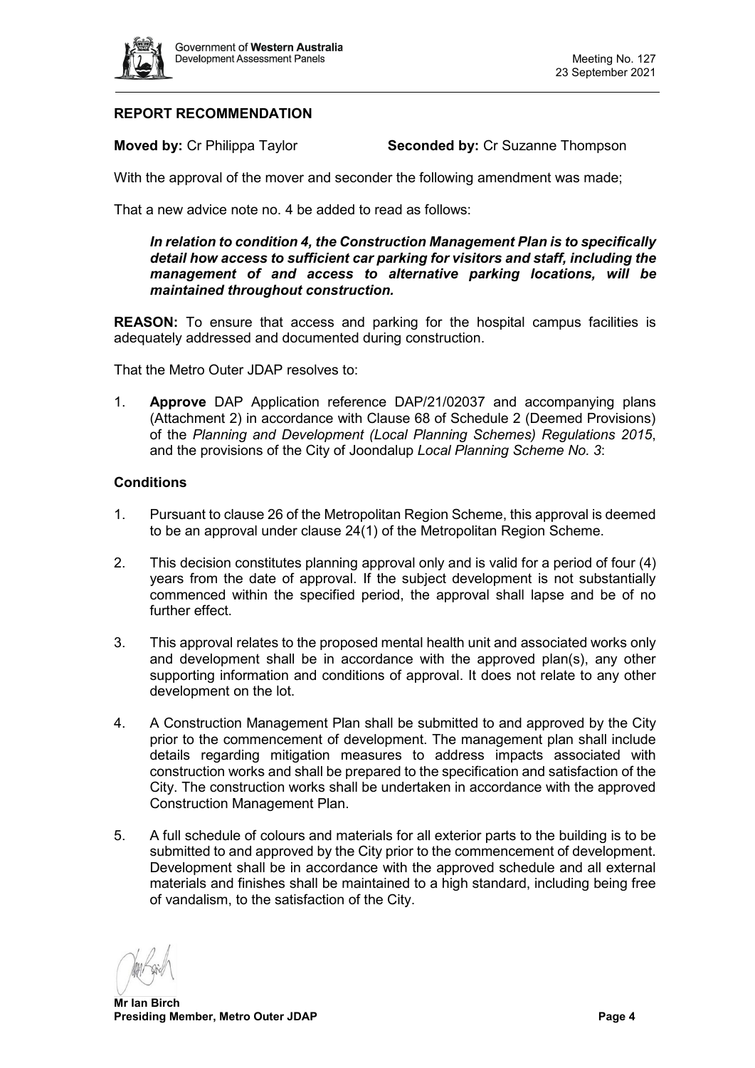## REPORT RECOMMENDATION

**Moved by:** Cr Philippa Taylor **Seconded by:** Cr Suzanne Thompson

With the approval of the mover and seconder the following amendment was made;

That a new advice note no. 4 be added to read as follows:

> ***In relation to condition 4, the Construction Management Plan is to specifically detail how access to sufficient car parking for visitors and staff, including the management of and access to alternative parking locations, will be maintained throughout construction.***

**REASON:** To ensure that access and parking for the hospital campus facilities is adequately addressed and documented during construction.

That the Metro Outer JDAP resolves to:

1. **Approve** DAP Application reference DAP/21/02037 and accompanying plans (Attachment 2) in accordance with Clause 68 of Schedule 2 (Deemed Provisions) of the *Planning and Development (Local Planning Schemes) Regulations 2015*, and the provisions of the City of Joondalup *Local Planning Scheme No. 3*:

### Conditions

1. Pursuant to clause 26 of the Metropolitan Region Scheme, this approval is deemed to be an approval under clause 24(1) of the Metropolitan Region Scheme.

2. This decision constitutes planning approval only and is valid for a period of four (4) years from the date of approval. If the subject development is not substantially commenced within the specified period, the approval shall lapse and be of no further effect.

3. This approval relates to the proposed mental health unit and associated works only and development shall be in accordance with the approved plan(s), any other supporting information and conditions of approval. It does not relate to any other development on the lot.

4. A Construction Management Plan shall be submitted to and approved by the City prior to the commencement of development. The management plan shall include details regarding mitigation measures to address impacts associated with construction works and shall be prepared to the specification and satisfaction of the City. The construction works shall be undertaken in accordance with the approved Construction Management Plan.

5. A full schedule of colours and materials for all exterior parts to the building is to be submitted to and approved by the City prior to the commencement of development. Development shall be in accordance with the approved schedule and all external materials and finishes shall be maintained to a high standard, including being free of vandalism, to the satisfaction of the City.

**Mr Ian Birch**
**Presiding Member, Metro Outer JDAP**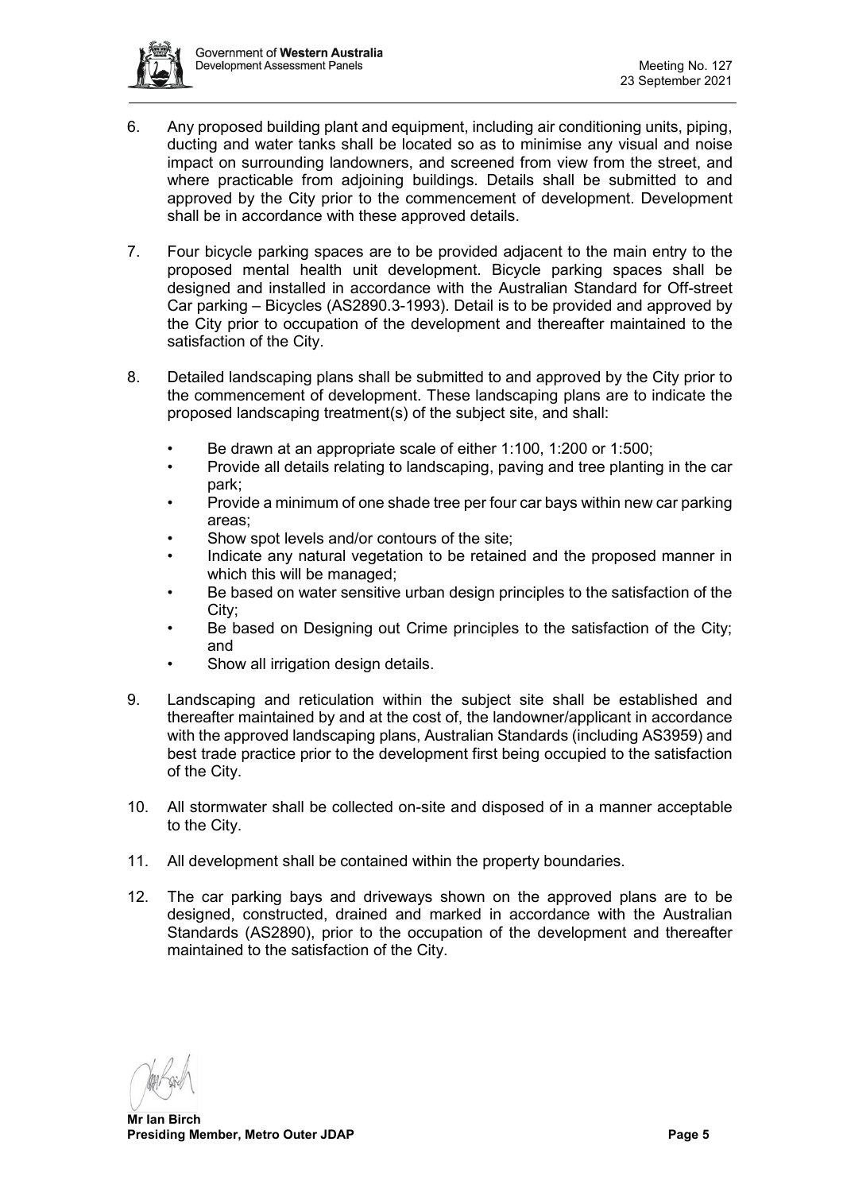6. Any proposed building plant and equipment, including air conditioning units, piping, ducting and water tanks shall be located so as to minimise any visual and noise impact on surrounding landowners, and screened from view from the street, and where practicable from adjoining buildings. Details shall be submitted to and approved by the City prior to the commencement of development. Development shall be in accordance with these approved details.

7. Four bicycle parking spaces are to be provided adjacent to the main entry to the proposed mental health unit development. Bicycle parking spaces shall be designed and installed in accordance with the Australian Standard for Off-street Car parking – Bicycles (AS2890.3-1993). Detail is to be provided and approved by the City prior to occupation of the development and thereafter maintained to the satisfaction of the City.

8. Detailed landscaping plans shall be submitted to and approved by the City prior to the commencement of development. These landscaping plans are to indicate the proposed landscaping treatment(s) of the subject site, and shall:

   - Be drawn at an appropriate scale of either 1:100, 1:200 or 1:500;
   - Provide all details relating to landscaping, paving and tree planting in the car park;
   - Provide a minimum of one shade tree per four car bays within new car parking areas;
   - Show spot levels and/or contours of the site;
   - Indicate any natural vegetation to be retained and the proposed manner in which this will be managed;
   - Be based on water sensitive urban design principles to the satisfaction of the City;
   - Be based on Designing out Crime principles to the satisfaction of the City; and
   - Show all irrigation design details.

9. Landscaping and reticulation within the subject site shall be established and thereafter maintained by and at the cost of, the landowner/applicant in accordance with the approved landscaping plans, Australian Standards (including AS3959) and best trade practice prior to the development first being occupied to the satisfaction of the City.

10. All stormwater shall be collected on-site and disposed of in a manner acceptable to the City.

11. All development shall be contained within the property boundaries.

12. The car parking bays and driveways shown on the approved plans are to be designed, constructed, drained and marked in accordance with the Australian Standards (AS2890), prior to the occupation of the development and thereafter maintained to the satisfaction of the City.

**Mr Ian Birch**
**Presiding Member, Metro Outer JDAP**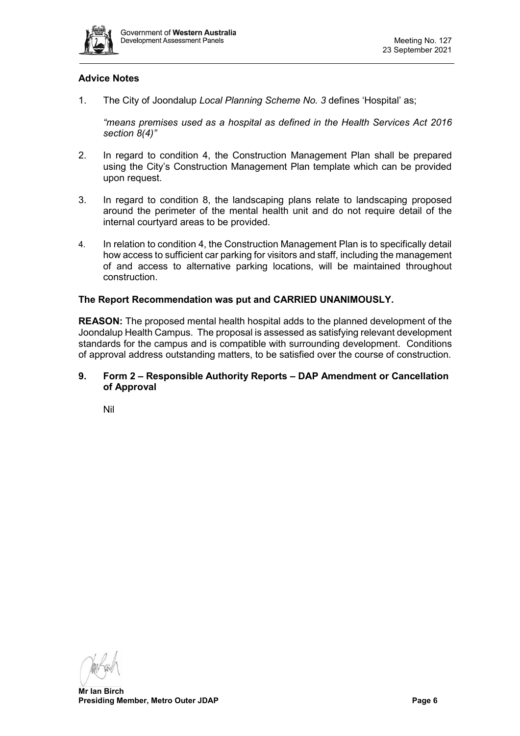**Advice Notes**

1. The City of Joondalup *Local Planning Scheme No. 3* defines 'Hospital' as;

   *"means premises used as a hospital as defined in the Health Services Act 2016 section 8(4)"*

2. In regard to condition 4, the Construction Management Plan shall be prepared using the City's Construction Management Plan template which can be provided upon request.

3. In regard to condition 8, the landscaping plans relate to landscaping proposed around the perimeter of the mental health unit and do not require detail of the internal courtyard areas to be provided.

4. In relation to condition 4, the Construction Management Plan is to specifically detail how access to sufficient car parking for visitors and staff, including the management of and access to alternative parking locations, will be maintained throughout construction.

**The Report Recommendation was put and CARRIED UNANIMOUSLY.**

**REASON:** The proposed mental health hospital adds to the planned development of the Joondalup Health Campus. The proposal is assessed as satisfying relevant development standards for the campus and is compatible with surrounding development. Conditions of approval address outstanding matters, to be satisfied over the course of construction.

## 9. Form 2 – Responsible Authority Reports – DAP Amendment or Cancellation of Approval

Nil

**Mr Ian Birch**
**Presiding Member, Metro Outer JDAP**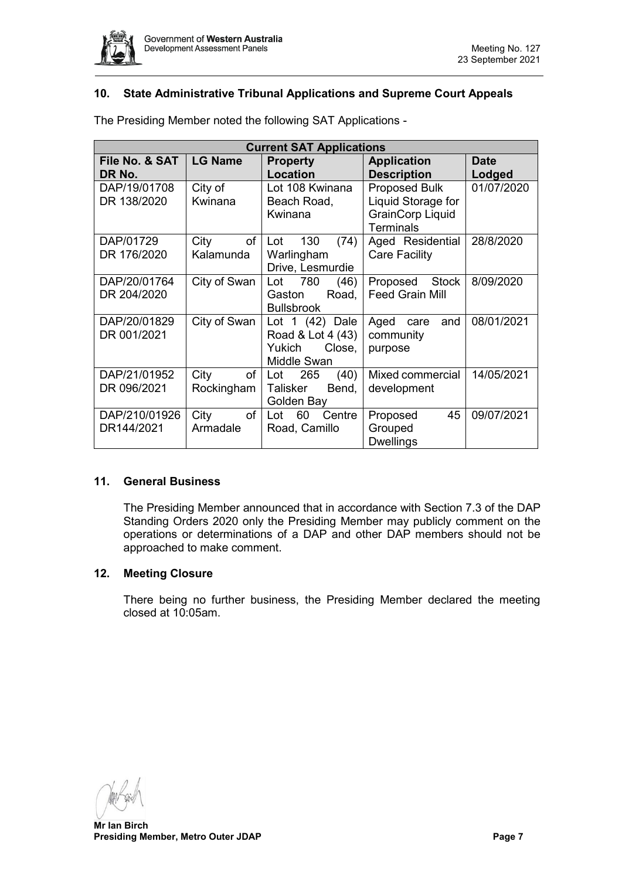## 10. State Administrative Tribunal Applications and Supreme Court Appeals

The Presiding Member noted the following SAT Applications -

| Current SAT Applications | | | | |
|---|---|---|---|---|
| **File No. & SAT DR No.** | **LG Name** | **Property Location** | **Application Description** | **Date Lodged** |
| DAP/19/01708 DR 138/2020 | City of Kwinana | Lot 108 Kwinana Beach Road, Kwinana | Proposed Bulk Liquid Storage for GrainCorp Liquid Terminals | 01/07/2020 |
| DAP/01729 DR 176/2020 | City of Kalamunda | Lot 130 (74) Warlingham Drive, Lesmurdie | Aged Residential Care Facility | 28/8/2020 |
| DAP/20/01764 DR 204/2020 | City of Swan | Lot 780 (46) Gaston Road, Bullsbrook | Proposed Stock Feed Grain Mill | 8/09/2020 |
| DAP/20/01829 DR 001/2021 | City of Swan | Lot 1 (42) Dale Road & Lot 4 (43) Yukich Close, Middle Swan | Aged care and community purpose | 08/01/2021 |
| DAP/21/01952 DR 096/2021 | City of Rockingham | Lot 265 (40) Talisker Bend, Golden Bay | Mixed commercial development | 14/05/2021 |
| DAP/210/01926 DR144/2021 | City of Armadale | Lot 60 Centre Road, Camillo | Proposed 45 Grouped Dwellings | 09/07/2021 |

## 11. General Business

The Presiding Member announced that in accordance with Section 7.3 of the DAP Standing Orders 2020 only the Presiding Member may publicly comment on the operations or determinations of a DAP and other DAP members should not be approached to make comment.

## 12. Meeting Closure

There being no further business, the Presiding Member declared the meeting closed at 10:05am.

**Mr Ian Birch**
**Presiding Member, Metro Outer JDAP**